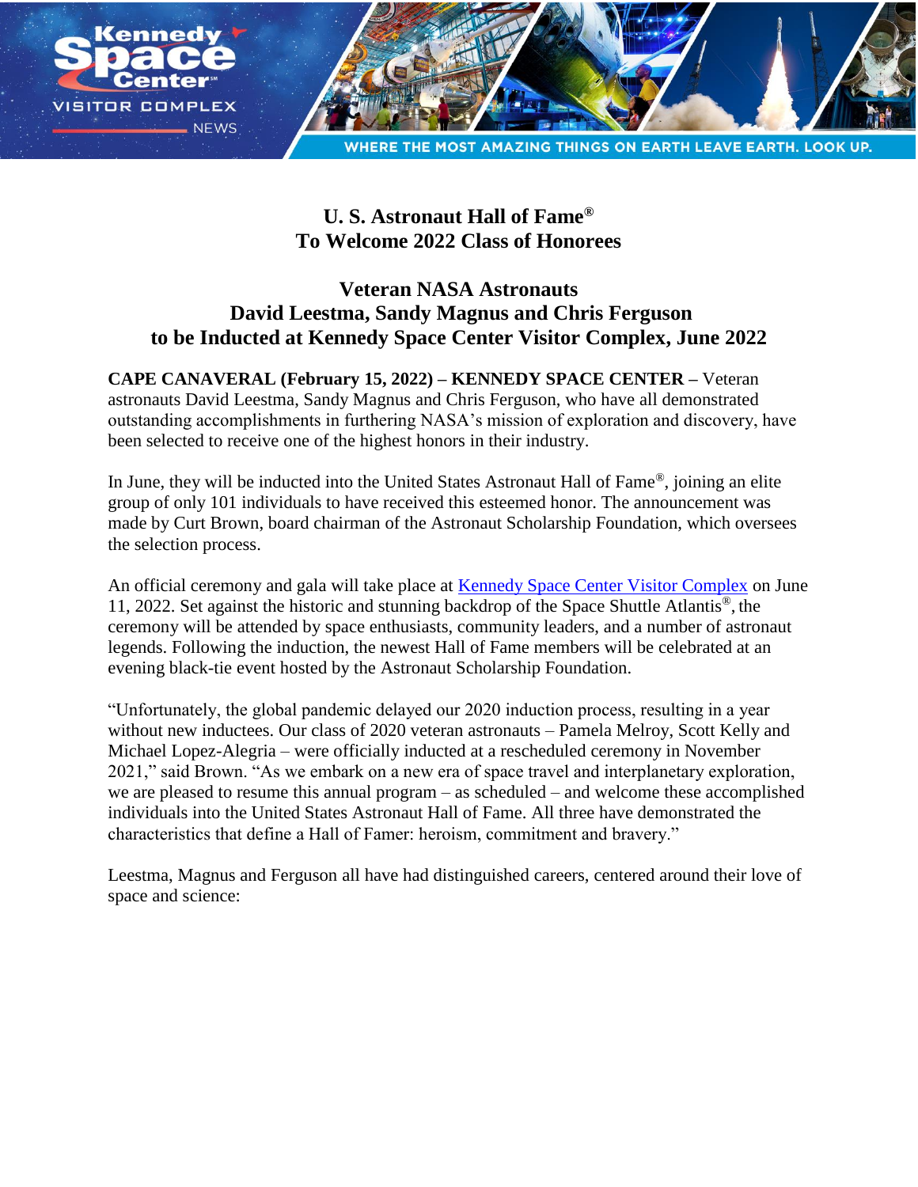# U. S. Astronaut Hall of Fame®
# To Welcome 2022 Class of Honorees

## Veteran NASA Astronauts
## David Leestma, Sandy Magnus and Chris Ferguson
## to be Inducted at Kennedy Space Center Visitor Complex, June 2022

**CAPE CANAVERAL (February 15, 2022) – KENNEDY SPACE CENTER –** Veteran astronauts David Leestma, Sandy Magnus and Chris Ferguson, who have all demonstrated outstanding accomplishments in furthering NASA's mission of exploration and discovery, have been selected to receive one of the highest honors in their industry.

In June, they will be inducted into the United States Astronaut Hall of Fame®, joining an elite group of only 101 individuals to have received this esteemed honor. The announcement was made by Curt Brown, board chairman of the Astronaut Scholarship Foundation, which oversees the selection process.

An official ceremony and gala will take place at Kennedy Space Center Visitor Complex on June 11, 2022. Set against the historic and stunning backdrop of the Space Shuttle Atlantis®, the ceremony will be attended by space enthusiasts, community leaders, and a number of astronaut legends. Following the induction, the newest Hall of Fame members will be celebrated at an evening black-tie event hosted by the Astronaut Scholarship Foundation.

"Unfortunately, the global pandemic delayed our 2020 induction process, resulting in a year without new inductees. Our class of 2020 veteran astronauts – Pamela Melroy, Scott Kelly and Michael Lopez-Alegria – were officially inducted at a rescheduled ceremony in November 2021," said Brown. "As we embark on a new era of space travel and interplanetary exploration, we are pleased to resume this annual program – as scheduled – and welcome these accomplished individuals into the United States Astronaut Hall of Fame. All three have demonstrated the characteristics that define a Hall of Famer: heroism, commitment and bravery."

Leestma, Magnus and Ferguson all have had distinguished careers, centered around their love of space and science: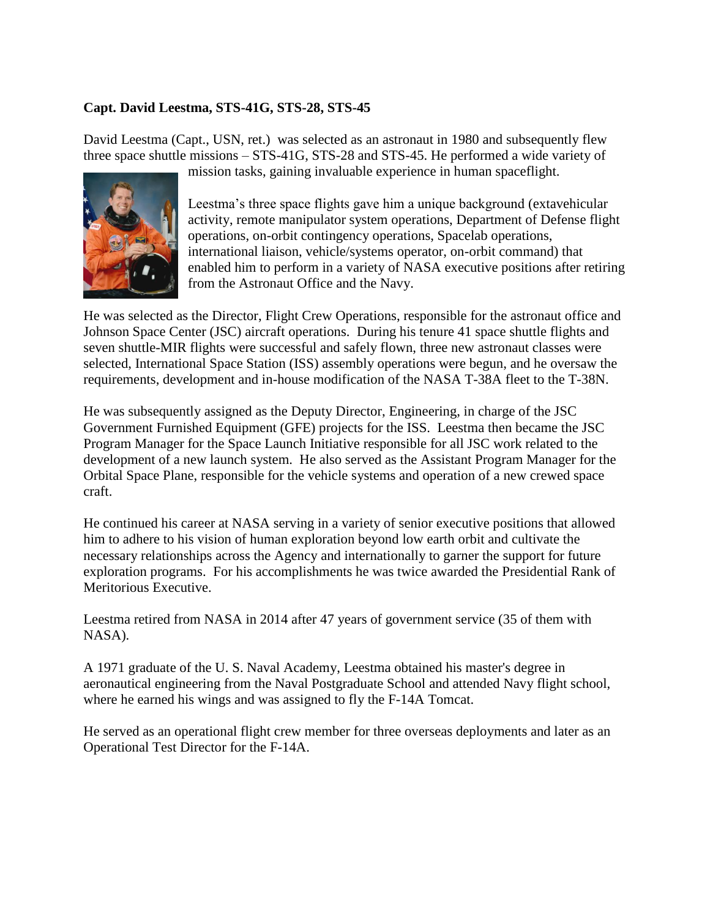**Capt. David Leestma, STS-41G, STS-28, STS-45**

David Leestma (Capt., USN, ret.) was selected as an astronaut in 1980 and subsequently flew three space shuttle missions – STS-41G, STS-28 and STS-45. He performed a wide variety of mission tasks, gaining invaluable experience in human spaceflight.

Leestma's three space flights gave him a unique background (extavehicular activity, remote manipulator system operations, Department of Defense flight operations, on-orbit contingency operations, Spacelab operations, international liaison, vehicle/systems operator, on-orbit command) that enabled him to perform in a variety of NASA executive positions after retiring from the Astronaut Office and the Navy.

He was selected as the Director, Flight Crew Operations, responsible for the astronaut office and Johnson Space Center (JSC) aircraft operations. During his tenure 41 space shuttle flights and seven shuttle-MIR flights were successful and safely flown, three new astronaut classes were selected, International Space Station (ISS) assembly operations were begun, and he oversaw the requirements, development and in-house modification of the NASA T-38A fleet to the T-38N.

He was subsequently assigned as the Deputy Director, Engineering, in charge of the JSC Government Furnished Equipment (GFE) projects for the ISS. Leestma then became the JSC Program Manager for the Space Launch Initiative responsible for all JSC work related to the development of a new launch system. He also served as the Assistant Program Manager for the Orbital Space Plane, responsible for the vehicle systems and operation of a new crewed space craft.

He continued his career at NASA serving in a variety of senior executive positions that allowed him to adhere to his vision of human exploration beyond low earth orbit and cultivate the necessary relationships across the Agency and internationally to garner the support for future exploration programs. For his accomplishments he was twice awarded the Presidential Rank of Meritorious Executive.

Leestma retired from NASA in 2014 after 47 years of government service (35 of them with NASA).

A 1971 graduate of the U. S. Naval Academy, Leestma obtained his master's degree in aeronautical engineering from the Naval Postgraduate School and attended Navy flight school, where he earned his wings and was assigned to fly the F-14A Tomcat.

He served as an operational flight crew member for three overseas deployments and later as an Operational Test Director for the F-14A.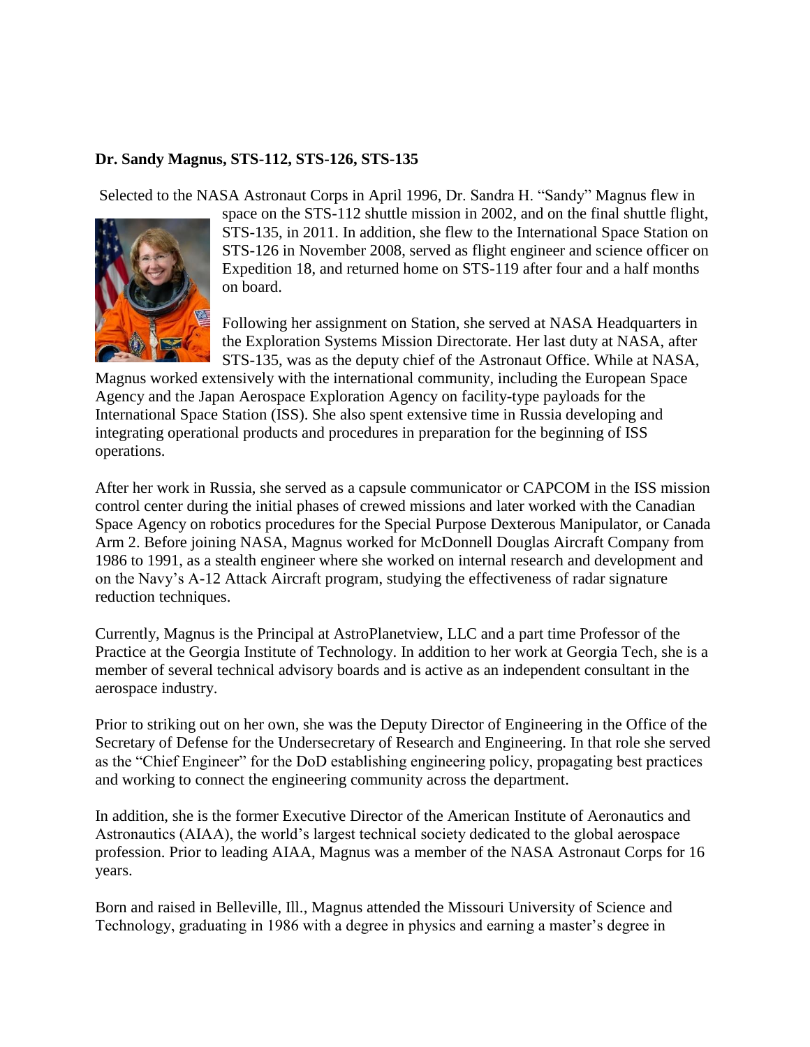**Dr. Sandy Magnus, STS-112, STS-126, STS-135**

Selected to the NASA Astronaut Corps in April 1996, Dr. Sandra H. "Sandy" Magnus flew in space on the STS-112 shuttle mission in 2002, and on the final shuttle flight, STS-135, in 2011. In addition, she flew to the International Space Station on STS-126 in November 2008, served as flight engineer and science officer on Expedition 18, and returned home on STS-119 after four and a half months on board.

Following her assignment on Station, she served at NASA Headquarters in the Exploration Systems Mission Directorate. Her last duty at NASA, after STS-135, was as the deputy chief of the Astronaut Office. While at NASA, Magnus worked extensively with the international community, including the European Space Agency and the Japan Aerospace Exploration Agency on facility-type payloads for the International Space Station (ISS). She also spent extensive time in Russia developing and integrating operational products and procedures in preparation for the beginning of ISS operations.

After her work in Russia, she served as a capsule communicator or CAPCOM in the ISS mission control center during the initial phases of crewed missions and later worked with the Canadian Space Agency on robotics procedures for the Special Purpose Dexterous Manipulator, or Canada Arm 2. Before joining NASA, Magnus worked for McDonnell Douglas Aircraft Company from 1986 to 1991, as a stealth engineer where she worked on internal research and development and on the Navy's A-12 Attack Aircraft program, studying the effectiveness of radar signature reduction techniques.

Currently, Magnus is the Principal at AstroPlanetview, LLC and a part time Professor of the Practice at the Georgia Institute of Technology. In addition to her work at Georgia Tech, she is a member of several technical advisory boards and is active as an independent consultant in the aerospace industry.

Prior to striking out on her own, she was the Deputy Director of Engineering in the Office of the Secretary of Defense for the Undersecretary of Research and Engineering. In that role she served as the "Chief Engineer" for the DoD establishing engineering policy, propagating best practices and working to connect the engineering community across the department.

In addition, she is the former Executive Director of the American Institute of Aeronautics and Astronautics (AIAA), the world's largest technical society dedicated to the global aerospace profession. Prior to leading AIAA, Magnus was a member of the NASA Astronaut Corps for 16 years.

Born and raised in Belleville, Ill., Magnus attended the Missouri University of Science and Technology, graduating in 1986 with a degree in physics and earning a master's degree in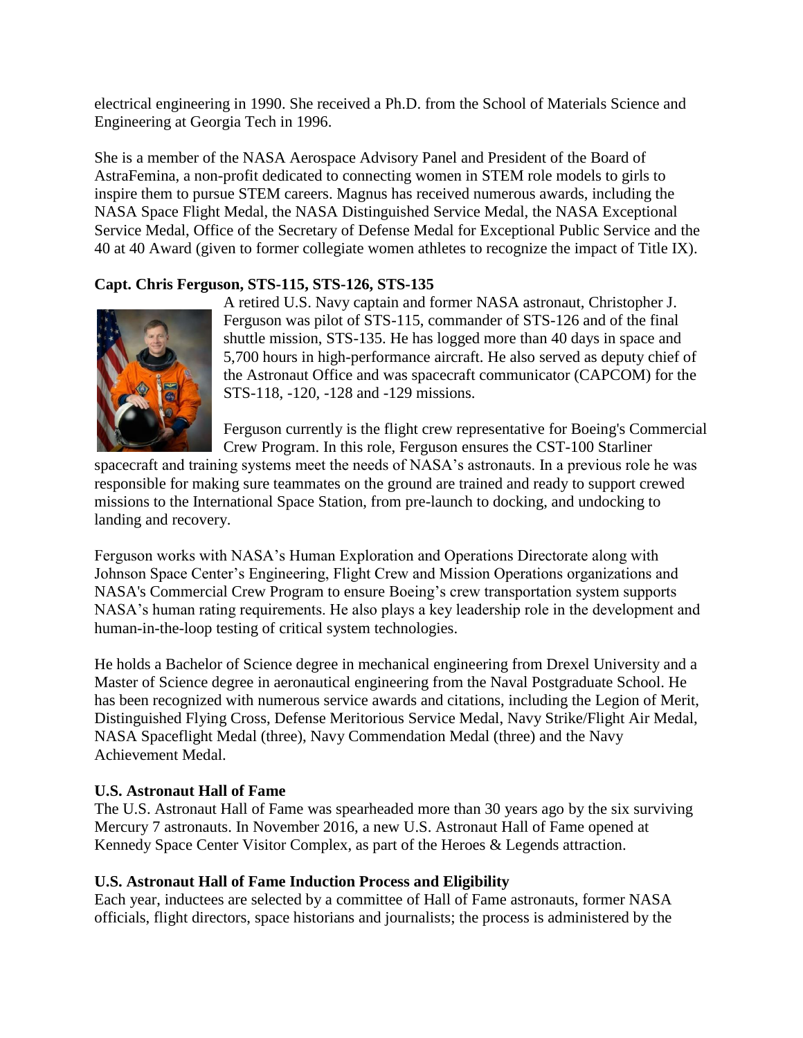electrical engineering in 1990. She received a Ph.D. from the School of Materials Science and Engineering at Georgia Tech in 1996.

She is a member of the NASA Aerospace Advisory Panel and President of the Board of AstraFemina, a non-profit dedicated to connecting women in STEM role models to girls to inspire them to pursue STEM careers. Magnus has received numerous awards, including the NASA Space Flight Medal, the NASA Distinguished Service Medal, the NASA Exceptional Service Medal, Office of the Secretary of Defense Medal for Exceptional Public Service and the 40 at 40 Award (given to former collegiate women athletes to recognize the impact of Title IX).

**Capt. Chris Ferguson, STS-115, STS-126, STS-135**

A retired U.S. Navy captain and former NASA astronaut, Christopher J. Ferguson was pilot of STS-115, commander of STS-126 and of the final shuttle mission, STS-135. He has logged more than 40 days in space and 5,700 hours in high-performance aircraft. He also served as deputy chief of the Astronaut Office and was spacecraft communicator (CAPCOM) for the STS-118, -120, -128 and -129 missions.

Ferguson currently is the flight crew representative for Boeing's Commercial Crew Program. In this role, Ferguson ensures the CST-100 Starliner spacecraft and training systems meet the needs of NASA's astronauts. In a previous role he was responsible for making sure teammates on the ground are trained and ready to support crewed missions to the International Space Station, from pre-launch to docking, and undocking to landing and recovery.

Ferguson works with NASA's Human Exploration and Operations Directorate along with Johnson Space Center's Engineering, Flight Crew and Mission Operations organizations and NASA's Commercial Crew Program to ensure Boeing's crew transportation system supports NASA's human rating requirements. He also plays a key leadership role in the development and human-in-the-loop testing of critical system technologies.

He holds a Bachelor of Science degree in mechanical engineering from Drexel University and a Master of Science degree in aeronautical engineering from the Naval Postgraduate School. He has been recognized with numerous service awards and citations, including the Legion of Merit, Distinguished Flying Cross, Defense Meritorious Service Medal, Navy Strike/Flight Air Medal, NASA Spaceflight Medal (three), Navy Commendation Medal (three) and the Navy Achievement Medal.

**U.S. Astronaut Hall of Fame**

The U.S. Astronaut Hall of Fame was spearheaded more than 30 years ago by the six surviving Mercury 7 astronauts. In November 2016, a new U.S. Astronaut Hall of Fame opened at Kennedy Space Center Visitor Complex, as part of the Heroes & Legends attraction.

**U.S. Astronaut Hall of Fame Induction Process and Eligibility**

Each year, inductees are selected by a committee of Hall of Fame astronauts, former NASA officials, flight directors, space historians and journalists; the process is administered by the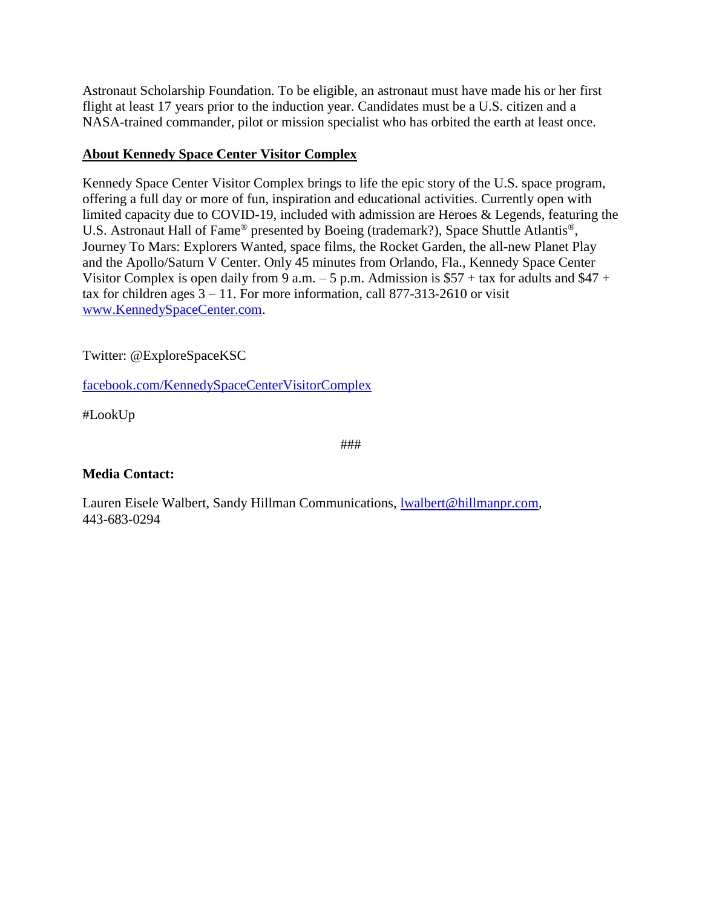Astronaut Scholarship Foundation. To be eligible, an astronaut must have made his or her first flight at least 17 years prior to the induction year. Candidates must be a U.S. citizen and a NASA-trained commander, pilot or mission specialist who has orbited the earth at least once.

**About Kennedy Space Center Visitor Complex**

Kennedy Space Center Visitor Complex brings to life the epic story of the U.S. space program, offering a full day or more of fun, inspiration and educational activities. Currently open with limited capacity due to COVID-19, included with admission are Heroes & Legends, featuring the U.S. Astronaut Hall of Fame® presented by Boeing (trademark?), Space Shuttle Atlantis®, Journey To Mars: Explorers Wanted, space films, the Rocket Garden, the all-new Planet Play and the Apollo/Saturn V Center. Only 45 minutes from Orlando, Fla., Kennedy Space Center Visitor Complex is open daily from 9 a.m. – 5 p.m. Admission is $57 + tax for adults and $47 + tax for children ages 3 – 11. For more information, call 877-313-2610 or visit [www.KennedySpaceCenter.com](http://www.KennedySpaceCenter.com).

Twitter: @ExploreSpaceKSC

[facebook.com/KennedySpaceCenterVisitorComplex](https://facebook.com/KennedySpaceCenterVisitorComplex)

#LookUp

###

**Media Contact:**

Lauren Eisele Walbert, Sandy Hillman Communications, [lwalbert@hillmanpr.com](mailto:lwalbert@hillmanpr.com), 443-683-0294